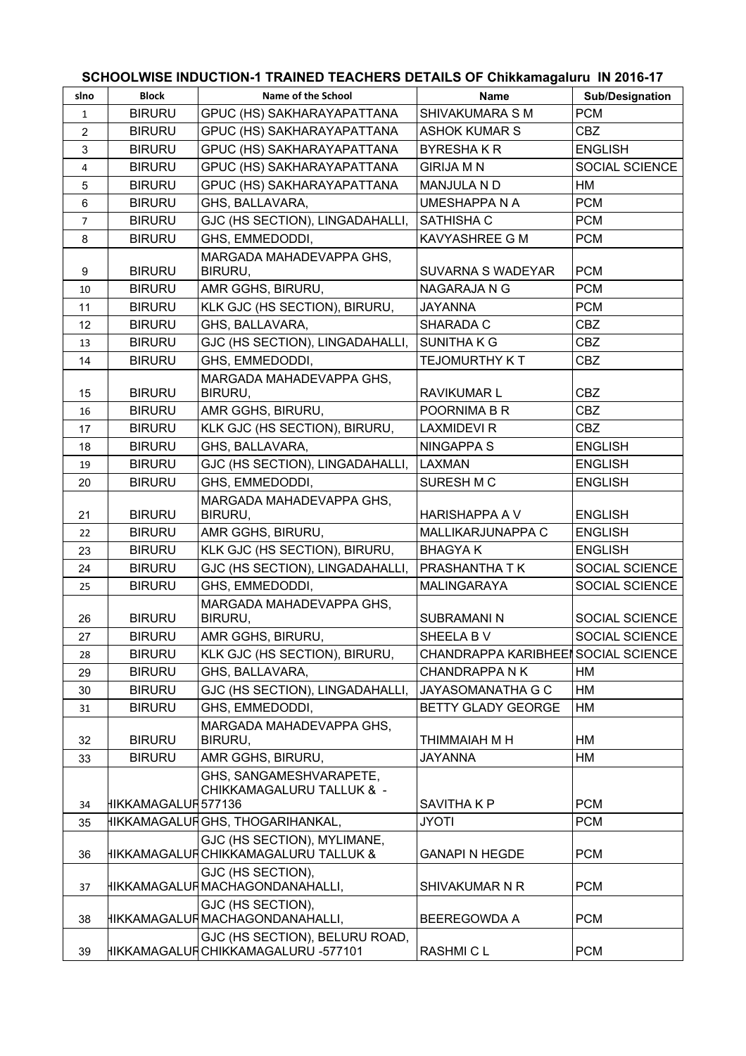# SCHOOLWISE INDUCTION-1 TRAINED TEACHERS DETAILS OF Chikkamagaluru IN 2016-17

| slno | Block | Name of the School | Name | Sub/Designation |
|---|---|---|---|---|
| 1 | BIRURU | GPUC (HS) SAKHARAYAPATTANA | SHIVAKUMARA S M | PCM |
| 2 | BIRURU | GPUC (HS) SAKHARAYAPATTANA | ASHOK KUMAR S | CBZ |
| 3 | BIRURU | GPUC (HS) SAKHARAYAPATTANA | BYRESHA K R | ENGLISH |
| 4 | BIRURU | GPUC (HS) SAKHARAYAPATTANA | GIRIJA M N | SOCIAL SCIENCE |
| 5 | BIRURU | GPUC (HS) SAKHARAYAPATTANA | MANJULA N D | HM |
| 6 | BIRURU | GHS, BALLAVARA, | UMESHAPPA N A | PCM |
| 7 | BIRURU | GJC (HS SECTION), LINGADAHALLI, | SATHISHA C | PCM |
| 8 | BIRURU | GHS, EMMEDODDI, | KAVYASHREE G M | PCM |
| 9 | BIRURU | MARGADA MAHADEVAPPA GHS, BIRURU, | SUVARNA S WADEYAR | PCM |
| 10 | BIRURU | AMR GGHS, BIRURU, | NAGARAJA N G | PCM |
| 11 | BIRURU | KLK GJC (HS SECTION), BIRURU, | JAYANNA | PCM |
| 12 | BIRURU | GHS, BALLAVARA, | SHARADA C | CBZ |
| 13 | BIRURU | GJC (HS SECTION), LINGADAHALLI, | SUNITHA K G | CBZ |
| 14 | BIRURU | GHS, EMMEDODDI, | TEJOMURTHY K T | CBZ |
| 15 | BIRURU | MARGADA MAHADEVAPPA GHS, BIRURU, | RAVIKUMAR L | CBZ |
| 16 | BIRURU | AMR GGHS, BIRURU, | POORNIMA B R | CBZ |
| 17 | BIRURU | KLK GJC (HS SECTION), BIRURU, | LAXMIDEVI R | CBZ |
| 18 | BIRURU | GHS, BALLAVARA, | NINGAPPA S | ENGLISH |
| 19 | BIRURU | GJC (HS SECTION), LINGADAHALLI, | LAXMAN | ENGLISH |
| 20 | BIRURU | GHS, EMMEDODDI, | SURESH M C | ENGLISH |
| 21 | BIRURU | MARGADA MAHADEVAPPA GHS, BIRURU, | HARISHAPPA A V | ENGLISH |
| 22 | BIRURU | AMR GGHS, BIRURU, | MALLIKARJUNAPPA C | ENGLISH |
| 23 | BIRURU | KLK GJC (HS SECTION), BIRURU, | BHAGYA K | ENGLISH |
| 24 | BIRURU | GJC (HS SECTION), LINGADAHALLI, | PRASHANTHA T K | SOCIAL SCIENCE |
| 25 | BIRURU | GHS, EMMEDODDI, | MALINGARAYA | SOCIAL SCIENCE |
| 26 | BIRURU | MARGADA MAHADEVAPPA GHS, BIRURU, | SUBRAMANI N | SOCIAL SCIENCE |
| 27 | BIRURU | AMR GGHS, BIRURU, | SHEELA B V | SOCIAL SCIENCE |
| 28 | BIRURU | KLK GJC (HS SECTION), BIRURU, | CHANDRAPPA KARIBHEE | SOCIAL SCIENCE |
| 29 | BIRURU | GHS, BALLAVARA, | CHANDRAPPA N K | HM |
| 30 | BIRURU | GJC (HS SECTION), LINGADAHALLI, | JAYASOMANATHA G C | HM |
| 31 | BIRURU | GHS, EMMEDODDI, | BETTY GLADY GEORGE | HM |
| 32 | BIRURU | MARGADA MAHADEVAPPA GHS, BIRURU, | THIMMAIAH M H | HM |
| 33 | BIRURU | AMR GGHS, BIRURU, | JAYANNA | HM |
| 34 | HIKKAMAGALUR | GHS, SANGAMESHVARAPETE, CHIKKAMAGALURU TALLUK & - 577136 | SAVITHA K P | PCM |
| 35 | HIKKAMAGALUR | GHS, THOGARIHANKAL, | JYOTI | PCM |
| 36 | HIKKAMAGALUR | GJC (HS SECTION), MYLIMANE, CHIKKAMAGALURU TALLUK & | GANAPI N HEGDE | PCM |
| 37 | HIKKAMAGALUR | GJC (HS SECTION), MACHAGONDANAHALLI, | SHIVAKUMAR N R | PCM |
| 38 | HIKKAMAGALUR | GJC (HS SECTION), MACHAGONDANAHALLI, | BEEREGOWDA A | PCM |
| 39 | HIKKAMAGALUR | GJC (HS SECTION), BELURU ROAD, CHIKKAMAGALURU -577101 | RASHMI C L | PCM |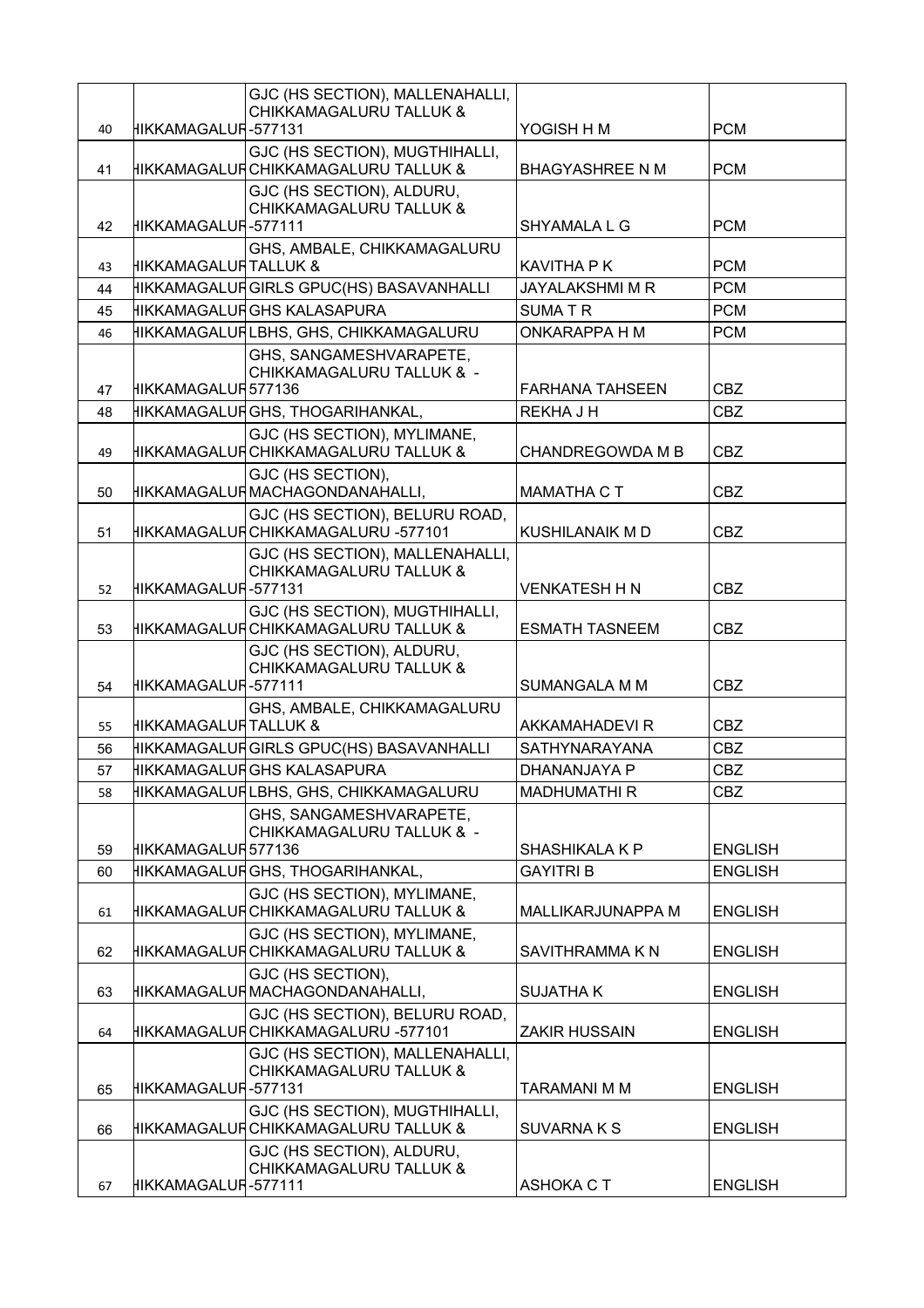| | | | | |
|---|---|---|---|---|
| 40 | HIKKAMAGALUR | GJC (HS SECTION), MALLENAHALLI, CHIKKAMAGALURU TALLUK & -577131 | YOGISH H M | PCM |
| 41 | HIKKAMAGALUR | GJC (HS SECTION), MUGTHIHALLI, CHIKKAMAGALURU TALLUK & | BHAGYASHREE N M | PCM |
| 42 | HIKKAMAGALUR | GJC (HS SECTION), ALDURU, CHIKKAMAGALURU TALLUK & -577111 | SHYAMALA L G | PCM |
| 43 | HIKKAMAGALUR | GHS, AMBALE, CHIKKAMAGALURU TALLUK & | KAVITHA P K | PCM |
| 44 | HIKKAMAGALUR | GIRLS GPUC(HS) BASAVANHALLI | JAYALAKSHMI M R | PCM |
| 45 | HIKKAMAGALUR | GHS KALASAPURA | SUMA T R | PCM |
| 46 | HIKKAMAGALUR | LBHS, GHS, CHIKKAMAGALURU | ONKARAPPA H M | PCM |
| 47 | HIKKAMAGALUR | GHS, SANGAMESHVARAPETE, CHIKKAMAGALURU TALLUK & - 577136 | FARHANA TAHSEEN | CBZ |
| 48 | HIKKAMAGALUR | GHS, THOGARIHANKAL, | REKHA J H | CBZ |
| 49 | HIKKAMAGALUR | GJC (HS SECTION), MYLIMANE, CHIKKAMAGALURU TALLUK & | CHANDREGOWDA M B | CBZ |
| 50 | HIKKAMAGALUR | GJC (HS SECTION), MACHAGONDANAHALLI, | MAMATHA C T | CBZ |
| 51 | HIKKAMAGALUR | GJC (HS SECTION), BELURU ROAD, CHIKKAMAGALURU -577101 | KUSHILANAIK M D | CBZ |
| 52 | HIKKAMAGALUR | GJC (HS SECTION), MALLENAHALLI, CHIKKAMAGALURU TALLUK & -577131 | VENKATESH H N | CBZ |
| 53 | HIKKAMAGALUR | GJC (HS SECTION), MUGTHIHALLI, CHIKKAMAGALURU TALLUK & | ESMATH TASNEEM | CBZ |
| 54 | HIKKAMAGALUR | GJC (HS SECTION), ALDURU, CHIKKAMAGALURU TALLUK & -577111 | SUMANGALA M M | CBZ |
| 55 | HIKKAMAGALUR | GHS, AMBALE, CHIKKAMAGALURU TALLUK & | AKKAMAHADEVI R | CBZ |
| 56 | HIKKAMAGALUR | GIRLS GPUC(HS) BASAVANHALLI | SATHYNARAYANA | CBZ |
| 57 | HIKKAMAGALUR | GHS KALASAPURA | DHANANJAYA P | CBZ |
| 58 | HIKKAMAGALUR | LBHS, GHS, CHIKKAMAGALURU | MADHUMATHI R | CBZ |
| 59 | HIKKAMAGALUR | GHS, SANGAMESHVARAPETE, CHIKKAMAGALURU TALLUK & - 577136 | SHASHIKALA K P | ENGLISH |
| 60 | HIKKAMAGALUR | GHS, THOGARIHANKAL, | GAYITRI B | ENGLISH |
| 61 | HIKKAMAGALUR | GJC (HS SECTION), MYLIMANE, CHIKKAMAGALURU TALLUK & | MALLIKARJUNAPPA M | ENGLISH |
| 62 | HIKKAMAGALUR | GJC (HS SECTION), MYLIMANE, CHIKKAMAGALURU TALLUK & | SAVITHRAMMA K N | ENGLISH |
| 63 | HIKKAMAGALUR | GJC (HS SECTION), MACHAGONDANAHALLI, | SUJATHA K | ENGLISH |
| 64 | HIKKAMAGALUR | GJC (HS SECTION), BELURU ROAD, CHIKKAMAGALURU -577101 | ZAKIR HUSSAIN | ENGLISH |
| 65 | HIKKAMAGALUR | GJC (HS SECTION), MALLENAHALLI, CHIKKAMAGALURU TALLUK & -577131 | TARAMANI M M | ENGLISH |
| 66 | HIKKAMAGALUR | GJC (HS SECTION), MUGTHIHALLI, CHIKKAMAGALURU TALLUK & | SUVARNA K S | ENGLISH |
| 67 | HIKKAMAGALUR | GJC (HS SECTION), ALDURU, CHIKKAMAGALURU TALLUK & -577111 | ASHOKA C T | ENGLISH |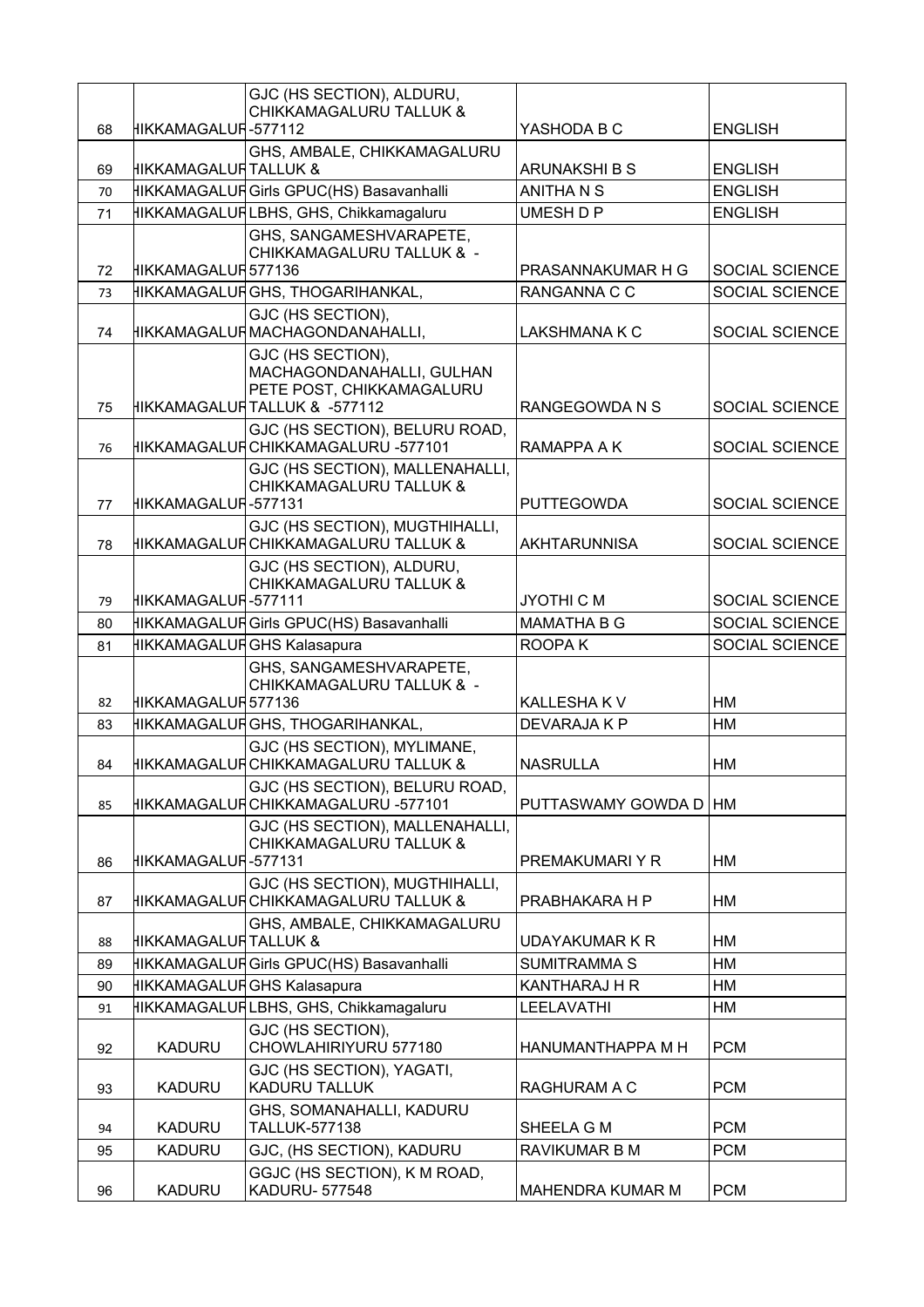| | | | | |
|---|---|---|---|---|
| 68 | HIKKAMAGALUR | GJC (HS SECTION), ALDURU, CHIKKAMAGALURU TALLUK & -577112 | YASHODA B C | ENGLISH |
| 69 | HIKKAMAGALUR | GHS, AMBALE, CHIKKAMAGALURU TALLUK & | ARUNAKSHI B S | ENGLISH |
| 70 | HIKKAMAGALUR | Girls GPUC(HS) Basavanhalli | ANITHA N S | ENGLISH |
| 71 | HIKKAMAGALUR | LBHS, GHS, Chikkamagaluru | UMESH D P | ENGLISH |
| 72 | HIKKAMAGALUR | GHS, SANGAMESHVARAPETE, CHIKKAMAGALURU TALLUK & - 577136 | PRASANNAKUMAR H G | SOCIAL SCIENCE |
| 73 | HIKKAMAGALUR | GHS, THOGARIHANKAL, | RANGANNA C C | SOCIAL SCIENCE |
| 74 | HIKKAMAGALUR | GJC (HS SECTION), MACHAGONDANAHALLI, | LAKSHMANA K C | SOCIAL SCIENCE |
| 75 | HIKKAMAGALUR | GJC (HS SECTION), MACHAGONDANAHALLI, GULHAN PETE POST, CHIKKAMAGALURU TALLUK & -577112 | RANGEGOWDA N S | SOCIAL SCIENCE |
| 76 | HIKKAMAGALUR | GJC (HS SECTION), BELURU ROAD, CHIKKAMAGALURU -577101 | RAMAPPA A K | SOCIAL SCIENCE |
| 77 | HIKKAMAGALUR | GJC (HS SECTION), MALLENAHALLI, CHIKKAMAGALURU TALLUK & -577131 | PUTTEGOWDA | SOCIAL SCIENCE |
| 78 | HIKKAMAGALUR | GJC (HS SECTION), MUGTHIHALLI, CHIKKAMAGALURU TALLUK & | AKHTARUNNISA | SOCIAL SCIENCE |
| 79 | HIKKAMAGALUR | GJC (HS SECTION), ALDURU, CHIKKAMAGALURU TALLUK & -577111 | JYOTHI C M | SOCIAL SCIENCE |
| 80 | HIKKAMAGALUR | Girls GPUC(HS) Basavanhalli | MAMATHA B G | SOCIAL SCIENCE |
| 81 | HIKKAMAGALUR | GHS Kalasapura | ROOPA K | SOCIAL SCIENCE |
| 82 | HIKKAMAGALUR | GHS, SANGAMESHVARAPETE, CHIKKAMAGALURU TALLUK & - 577136 | KALLESHA K V | HM |
| 83 | HIKKAMAGALUR | GHS, THOGARIHANKAL, | DEVARAJA K P | HM |
| 84 | HIKKAMAGALUR | GJC (HS SECTION), MYLIMANE, CHIKKAMAGALURU TALLUK & | NASRULLA | HM |
| 85 | HIKKAMAGALUR | GJC (HS SECTION), BELURU ROAD, CHIKKAMAGALURU -577101 | PUTTASWAMY GOWDA D | HM |
| 86 | HIKKAMAGALUR | GJC (HS SECTION), MALLENAHALLI, CHIKKAMAGALURU TALLUK & -577131 | PREMAKUMARI Y R | HM |
| 87 | HIKKAMAGALUR | GJC (HS SECTION), MUGTHIHALLI, CHIKKAMAGALURU TALLUK & | PRABHAKARA H P | HM |
| 88 | HIKKAMAGALUR | GHS, AMBALE, CHIKKAMAGALURU TALLUK & | UDAYAKUMAR K R | HM |
| 89 | HIKKAMAGALUR | Girls GPUC(HS) Basavanhalli | SUMITRAMMA S | HM |
| 90 | HIKKAMAGALUR | GHS Kalasapura | KANTHARAJ H R | HM |
| 91 | HIKKAMAGALUR | LBHS, GHS, Chikkamagaluru | LEELAVATHI | HM |
| 92 | KADURU | GJC (HS SECTION), CHOWLAHIRIYURU 577180 | HANUMANTHAPPA M H | PCM |
| 93 | KADURU | GJC (HS SECTION), YAGATI, KADURU TALLUK | RAGHURAM A C | PCM |
| 94 | KADURU | GHS, SOMANAHALLI, KADURU TALLUK-577138 | SHEELA G M | PCM |
| 95 | KADURU | GJC, (HS SECTION), KADURU | RAVIKUMAR B M | PCM |
| 96 | KADURU | GGJC (HS SECTION), K M ROAD, KADURU- 577548 | MAHENDRA KUMAR M | PCM |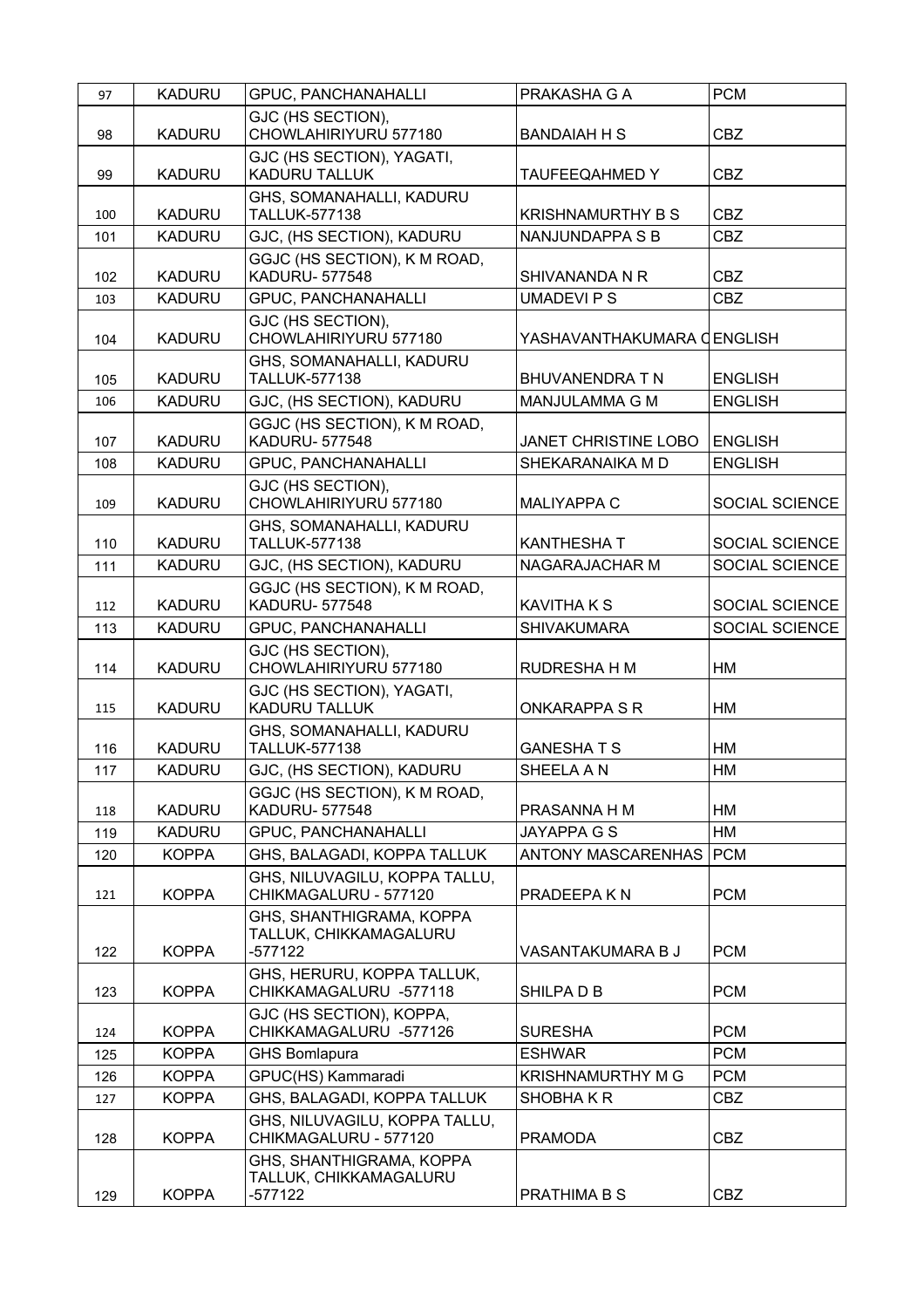| 97 | KADURU | GPUC, PANCHANAHALLI | PRAKASHA G A | PCM |
|---|---|---|---|---|
| 98 | KADURU | GJC (HS SECTION), CHOWLAHIRIYURU 577180 | BANDAIAH H S | CBZ |
| 99 | KADURU | GJC (HS SECTION), YAGATI, KADURU TALLUK | TAUFEEQAHMED Y | CBZ |
| 100 | KADURU | GHS, SOMANAHALLI, KADURU TALLUK-577138 | KRISHNAMURTHY B S | CBZ |
| 101 | KADURU | GJC, (HS SECTION), KADURU | NANJUNDAPPA S B | CBZ |
| 102 | KADURU | GGJC (HS SECTION), K M ROAD, KADURU- 577548 | SHIVANANDA N R | CBZ |
| 103 | KADURU | GPUC, PANCHANAHALLI | UMADEVI P S | CBZ |
| 104 | KADURU | GJC (HS SECTION), CHOWLAHIRIYURU 577180 | YASHAVANTHAKUMARA C | ENGLISH |
| 105 | KADURU | GHS, SOMANAHALLI, KADURU TALLUK-577138 | BHUVANENDRA T N | ENGLISH |
| 106 | KADURU | GJC, (HS SECTION), KADURU | MANJULAMMA G M | ENGLISH |
| 107 | KADURU | GGJC (HS SECTION), K M ROAD, KADURU- 577548 | JANET CHRISTINE LOBO | ENGLISH |
| 108 | KADURU | GPUC, PANCHANAHALLI | SHEKARANAIKA M D | ENGLISH |
| 109 | KADURU | GJC (HS SECTION), CHOWLAHIRIYURU 577180 | MALIYAPPA C | SOCIAL SCIENCE |
| 110 | KADURU | GHS, SOMANAHALLI, KADURU TALLUK-577138 | KANTHESHA T | SOCIAL SCIENCE |
| 111 | KADURU | GJC, (HS SECTION), KADURU | NAGARAJACHAR M | SOCIAL SCIENCE |
| 112 | KADURU | GGJC (HS SECTION), K M ROAD, KADURU- 577548 | KAVITHA K S | SOCIAL SCIENCE |
| 113 | KADURU | GPUC, PANCHANAHALLI | SHIVAKUMARA | SOCIAL SCIENCE |
| 114 | KADURU | GJC (HS SECTION), CHOWLAHIRIYURU 577180 | RUDRESHA H M | HM |
| 115 | KADURU | GJC (HS SECTION), YAGATI, KADURU TALLUK | ONKARAPPA S R | HM |
| 116 | KADURU | GHS, SOMANAHALLI, KADURU TALLUK-577138 | GANESHA T S | HM |
| 117 | KADURU | GJC, (HS SECTION), KADURU | SHEELA A N | HM |
| 118 | KADURU | GGJC (HS SECTION), K M ROAD, KADURU- 577548 | PRASANNA H M | HM |
| 119 | KADURU | GPUC, PANCHANAHALLI | JAYAPPA G S | HM |
| 120 | KOPPA | GHS, BALAGADI, KOPPA TALLUK | ANTONY MASCARENHAS | PCM |
| 121 | KOPPA | GHS, NILUVAGILU, KOPPA TALLU, CHIKMAGALURU - 577120 | PRADEEPA K N | PCM |
| 122 | KOPPA | GHS, SHANTHIGRAMA, KOPPA TALLUK, CHIKKAMAGALURU -577122 | VASANTAKUMARA B J | PCM |
| 123 | KOPPA | GHS, HERURU, KOPPA TALLUK, CHIKKAMAGALURU -577118 | SHILPA D B | PCM |
| 124 | KOPPA | GJC (HS SECTION), KOPPA, CHIKKAMAGALURU -577126 | SURESHA | PCM |
| 125 | KOPPA | GHS Bomlapura | ESHWAR | PCM |
| 126 | KOPPA | GPUC(HS) Kammaradi | KRISHNAMURTHY M G | PCM |
| 127 | KOPPA | GHS, BALAGADI, KOPPA TALLUK | SHOBHA K R | CBZ |
| 128 | KOPPA | GHS, NILUVAGILU, KOPPA TALLU, CHIKMAGALURU - 577120 | PRAMODA | CBZ |
| 129 | KOPPA | GHS, SHANTHIGRAMA, KOPPA TALLUK, CHIKKAMAGALURU -577122 | PRATHIMA B S | CBZ |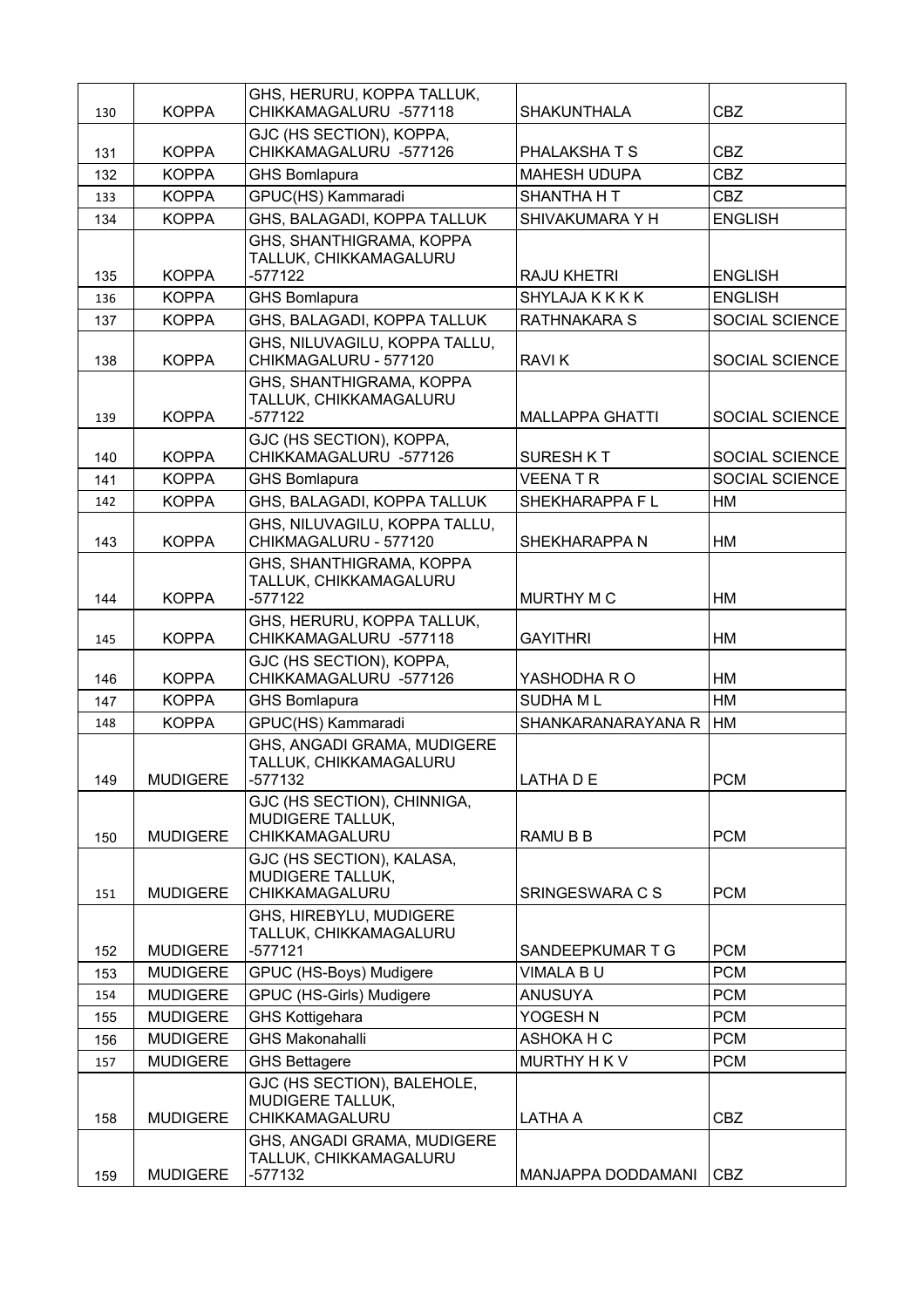| 130 | KOPPA | GHS, HERURU, KOPPA TALLUK, CHIKKAMAGALURU -577118 | SHAKUNTHALA | CBZ |
|---|---|---|---|---|
| 131 | KOPPA | GJC (HS SECTION), KOPPA, CHIKKAMAGALURU -577126 | PHALAKSHA T S | CBZ |
| 132 | KOPPA | GHS Bomlapura | MAHESH UDUPA | CBZ |
| 133 | KOPPA | GPUC(HS) Kammaradi | SHANTHA H T | CBZ |
| 134 | KOPPA | GHS, BALAGADI, KOPPA TALLUK | SHIVAKUMARA Y H | ENGLISH |
| 135 | KOPPA | GHS, SHANTHIGRAMA, KOPPA TALLUK, CHIKKAMAGALURU -577122 | RAJU KHETRI | ENGLISH |
| 136 | KOPPA | GHS Bomlapura | SHYLAJA K K K K | ENGLISH |
| 137 | KOPPA | GHS, BALAGADI, KOPPA TALLUK | RATHNAKARA S | SOCIAL SCIENCE |
| 138 | KOPPA | GHS, NILUVAGILU, KOPPA TALLU, CHIKMAGALURU - 577120 | RAVI K | SOCIAL SCIENCE |
| 139 | KOPPA | GHS, SHANTHIGRAMA, KOPPA TALLUK, CHIKKAMAGALURU -577122 | MALLAPPA GHATTI | SOCIAL SCIENCE |
| 140 | KOPPA | GJC (HS SECTION), KOPPA, CHIKKAMAGALURU -577126 | SURESH K T | SOCIAL SCIENCE |
| 141 | KOPPA | GHS Bomlapura | VEENA T R | SOCIAL SCIENCE |
| 142 | KOPPA | GHS, BALAGADI, KOPPA TALLUK | SHEKHARAPPA F L | HM |
| 143 | KOPPA | GHS, NILUVAGILU, KOPPA TALLU, CHIKMAGALURU - 577120 | SHEKHARAPPA N | HM |
| 144 | KOPPA | GHS, SHANTHIGRAMA, KOPPA TALLUK, CHIKKAMAGALURU -577122 | MURTHY M C | HM |
| 145 | KOPPA | GHS, HERURU, KOPPA TALLUK, CHIKKAMAGALURU -577118 | GAYITHRI | HM |
| 146 | KOPPA | GJC (HS SECTION), KOPPA, CHIKKAMAGALURU -577126 | YASHODHA R O | HM |
| 147 | KOPPA | GHS Bomlapura | SUDHA M L | HM |
| 148 | KOPPA | GPUC(HS) Kammaradi | SHANKARANARAYANA R | HM |
| 149 | MUDIGERE | GHS, ANGADI GRAMA, MUDIGERE TALLUK, CHIKKAMAGALURU -577132 | LATHA D E | PCM |
| 150 | MUDIGERE | GJC (HS SECTION), CHINNIGA, MUDIGERE TALLUK, CHIKKAMAGALURU | RAMU B B | PCM |
| 151 | MUDIGERE | GJC (HS SECTION), KALASA, MUDIGERE TALLUK, CHIKKAMAGALURU | SRINGESWARA C S | PCM |
| 152 | MUDIGERE | GHS, HIREBYLU, MUDIGERE TALLUK, CHIKKAMAGALURU -577121 | SANDEEPKUMAR T G | PCM |
| 153 | MUDIGERE | GPUC (HS-Boys) Mudigere | VIMALA B U | PCM |
| 154 | MUDIGERE | GPUC (HS-Girls) Mudigere | ANUSUYA | PCM |
| 155 | MUDIGERE | GHS Kottigehara | YOGESH N | PCM |
| 156 | MUDIGERE | GHS Makonahalli | ASHOKA H C | PCM |
| 157 | MUDIGERE | GHS Bettagere | MURTHY H K V | PCM |
| 158 | MUDIGERE | GJC (HS SECTION), BALEHOLE, MUDIGERE TALLUK, CHIKKAMAGALURU | LATHA A | CBZ |
| 159 | MUDIGERE | GHS, ANGADI GRAMA, MUDIGERE TALLUK, CHIKKAMAGALURU -577132 | MANJAPPA DODDAMANI | CBZ |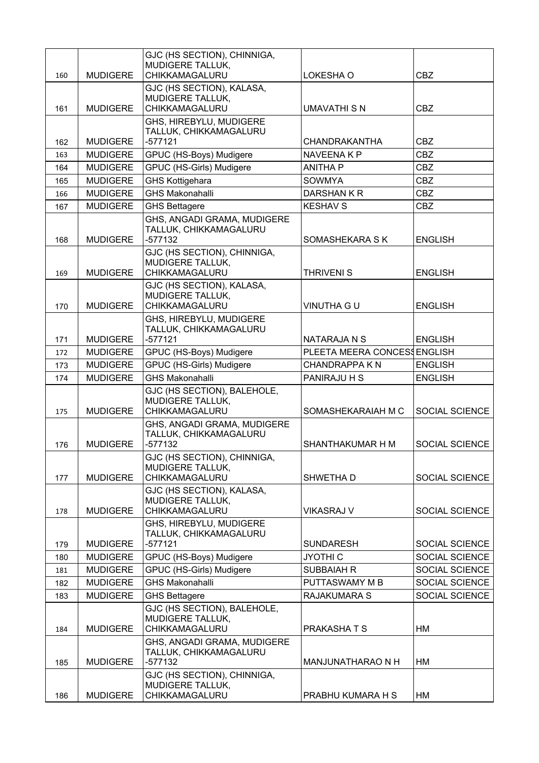| 160 | MUDIGERE | GJC (HS SECTION), CHINNIGA, MUDIGERE TALLUK, CHIKKAMAGALURU | LOKESHA O | CBZ |
|---|---|---|---|---|
| 161 | MUDIGERE | GJC (HS SECTION), KALASA, MUDIGERE TALLUK, CHIKKAMAGALURU | UMAVATHI S N | CBZ |
| 162 | MUDIGERE | GHS, HIREBYLU, MUDIGERE TALLUK, CHIKKAMAGALURU -577121 | CHANDRAKANTHA | CBZ |
| 163 | MUDIGERE | GPUC (HS-Boys) Mudigere | NAVEENA K P | CBZ |
| 164 | MUDIGERE | GPUC (HS-Girls) Mudigere | ANITHA P | CBZ |
| 165 | MUDIGERE | GHS Kottigehara | SOWMYA | CBZ |
| 166 | MUDIGERE | GHS Makonahalli | DARSHAN K R | CBZ |
| 167 | MUDIGERE | GHS Bettagere | KESHAV S | CBZ |
| 168 | MUDIGERE | GHS, ANGADI GRAMA, MUDIGERE TALLUK, CHIKKAMAGALURU -577132 | SOMASHEKARA S K | ENGLISH |
| 169 | MUDIGERE | GJC (HS SECTION), CHINNIGA, MUDIGERE TALLUK, CHIKKAMAGALURU | THRIVENI S | ENGLISH |
| 170 | MUDIGERE | GJC (HS SECTION), KALASA, MUDIGERE TALLUK, CHIKKAMAGALURU | VINUTHA G U | ENGLISH |
| 171 | MUDIGERE | GHS, HIREBYLU, MUDIGERE TALLUK, CHIKKAMAGALURU -577121 | NATARAJA N S | ENGLISH |
| 172 | MUDIGERE | GPUC (HS-Boys) Mudigere | PLEETA MEERA CONCESS | ENGLISH |
| 173 | MUDIGERE | GPUC (HS-Girls) Mudigere | CHANDRAPPA K N | ENGLISH |
| 174 | MUDIGERE | GHS Makonahalli | PANIRAJU H S | ENGLISH |
| 175 | MUDIGERE | GJC (HS SECTION), BALEHOLE, MUDIGERE TALLUK, CHIKKAMAGALURU | SOMASHEKARAIAH M C | SOCIAL SCIENCE |
| 176 | MUDIGERE | GHS, ANGADI GRAMA, MUDIGERE TALLUK, CHIKKAMAGALURU -577132 | SHANTHAKUMAR H M | SOCIAL SCIENCE |
| 177 | MUDIGERE | GJC (HS SECTION), CHINNIGA, MUDIGERE TALLUK, CHIKKAMAGALURU | SHWETHA D | SOCIAL SCIENCE |
| 178 | MUDIGERE | GJC (HS SECTION), KALASA, MUDIGERE TALLUK, CHIKKAMAGALURU | VIKASRAJ V | SOCIAL SCIENCE |
| 179 | MUDIGERE | GHS, HIREBYLU, MUDIGERE TALLUK, CHIKKAMAGALURU -577121 | SUNDARESH | SOCIAL SCIENCE |
| 180 | MUDIGERE | GPUC (HS-Boys) Mudigere | JYOTHI C | SOCIAL SCIENCE |
| 181 | MUDIGERE | GPUC (HS-Girls) Mudigere | SUBBAIAH R | SOCIAL SCIENCE |
| 182 | MUDIGERE | GHS Makonahalli | PUTTASWAMY M B | SOCIAL SCIENCE |
| 183 | MUDIGERE | GHS Bettagere | RAJAKUMARA S | SOCIAL SCIENCE |
| 184 | MUDIGERE | GJC (HS SECTION), BALEHOLE, MUDIGERE TALLUK, CHIKKAMAGALURU | PRAKASHA T S | HM |
| 185 | MUDIGERE | GHS, ANGADI GRAMA, MUDIGERE TALLUK, CHIKKAMAGALURU -577132 | MANJUNATHARAO N H | HM |
| 186 | MUDIGERE | GJC (HS SECTION), CHINNIGA, MUDIGERE TALLUK, CHIKKAMAGALURU | PRABHU KUMARA H S | HM |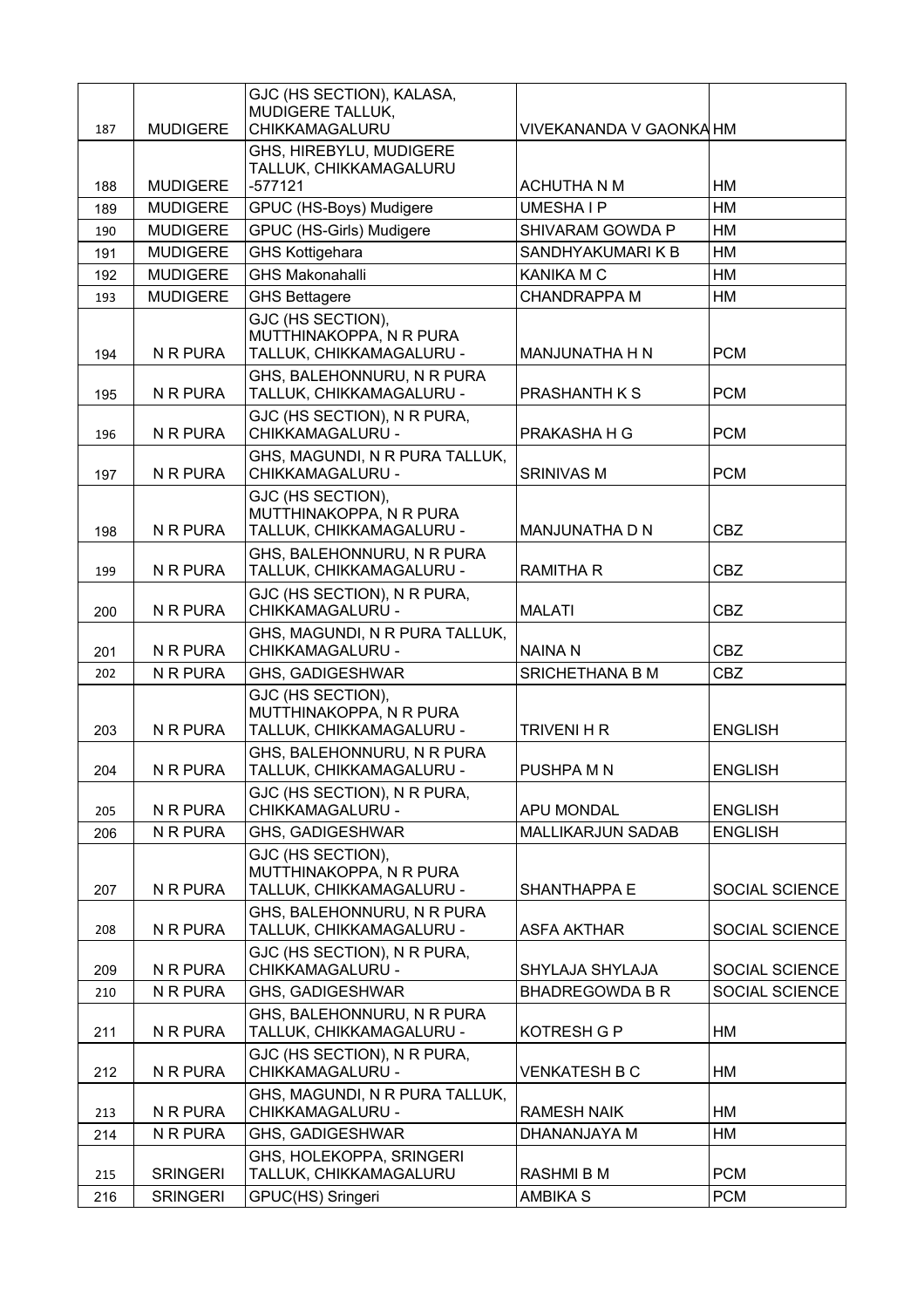| | | | | |
|---|---|---|---|---|
| 187 | MUDIGERE | GJC (HS SECTION), KALASA, MUDIGERE TALLUK, CHIKKAMAGALURU | VIVEKANANDA V GAONKA | HM |
| 188 | MUDIGERE | GHS, HIREBYLU, MUDIGERE TALLUK, CHIKKAMAGALURU -577121 | ACHUTHA N M | HM |
| 189 | MUDIGERE | GPUC (HS-Boys) Mudigere | UMESHA I P | HM |
| 190 | MUDIGERE | GPUC (HS-Girls) Mudigere | SHIVARAM GOWDA P | HM |
| 191 | MUDIGERE | GHS Kottigehara | SANDHYAKUMARI K B | HM |
| 192 | MUDIGERE | GHS Makonahalli | KANIKA M C | HM |
| 193 | MUDIGERE | GHS Bettagere | CHANDRAPPA M | HM |
| 194 | N R PURA | GJC (HS SECTION), MUTTHINAKOPPA, N R PURA TALLUK, CHIKKAMAGALURU - | MANJUNATHA H N | PCM |
| 195 | N R PURA | GHS, BALEHONNURU, N R PURA TALLUK, CHIKKAMAGALURU - | PRASHANTH K S | PCM |
| 196 | N R PURA | GJC (HS SECTION), N R PURA, CHIKKAMAGALURU - | PRAKASHA H G | PCM |
| 197 | N R PURA | GHS, MAGUNDI, N R PURA TALLUK, CHIKKAMAGALURU - | SRINIVAS M | PCM |
| 198 | N R PURA | GJC (HS SECTION), MUTTHINAKOPPA, N R PURA TALLUK, CHIKKAMAGALURU - | MANJUNATHA D N | CBZ |
| 199 | N R PURA | GHS, BALEHONNURU, N R PURA TALLUK, CHIKKAMAGALURU - | RAMITHA R | CBZ |
| 200 | N R PURA | GJC (HS SECTION), N R PURA, CHIKKAMAGALURU - | MALATI | CBZ |
| 201 | N R PURA | GHS, MAGUNDI, N R PURA TALLUK, CHIKKAMAGALURU - | NAINA N | CBZ |
| 202 | N R PURA | GHS, GADIGESHWAR | SRICHETHANA B M | CBZ |
| 203 | N R PURA | GJC (HS SECTION), MUTTHINAKOPPA, N R PURA TALLUK, CHIKKAMAGALURU - | TRIVENI H R | ENGLISH |
| 204 | N R PURA | GHS, BALEHONNURU, N R PURA TALLUK, CHIKKAMAGALURU - | PUSHPA M N | ENGLISH |
| 205 | N R PURA | GJC (HS SECTION), N R PURA, CHIKKAMAGALURU - | APU MONDAL | ENGLISH |
| 206 | N R PURA | GHS, GADIGESHWAR | MALLIKARJUN SADAB | ENGLISH |
| 207 | N R PURA | GJC (HS SECTION), MUTTHINAKOPPA, N R PURA TALLUK, CHIKKAMAGALURU - | SHANTHAPPA E | SOCIAL SCIENCE |
| 208 | N R PURA | GHS, BALEHONNURU, N R PURA TALLUK, CHIKKAMAGALURU - | ASFA AKTHAR | SOCIAL SCIENCE |
| 209 | N R PURA | GJC (HS SECTION), N R PURA, CHIKKAMAGALURU - | SHYLAJA SHYLAJA | SOCIAL SCIENCE |
| 210 | N R PURA | GHS, GADIGESHWAR | BHADREGOWDA B R | SOCIAL SCIENCE |
| 211 | N R PURA | GHS, BALEHONNURU, N R PURA TALLUK, CHIKKAMAGALURU - | KOTRESH G P | HM |
| 212 | N R PURA | GJC (HS SECTION), N R PURA, CHIKKAMAGALURU - | VENKATESH B C | HM |
| 213 | N R PURA | GHS, MAGUNDI, N R PURA TALLUK, CHIKKAMAGALURU - | RAMESH NAIK | HM |
| 214 | N R PURA | GHS, GADIGESHWAR | DHANANJAYA M | HM |
| 215 | SRINGERI | GHS, HOLEKOPPA, SRINGERI TALLUK, CHIKKAMAGALURU | RASHMI B M | PCM |
| 216 | SRINGERI | GPUC(HS) Sringeri | AMBIKA S | PCM |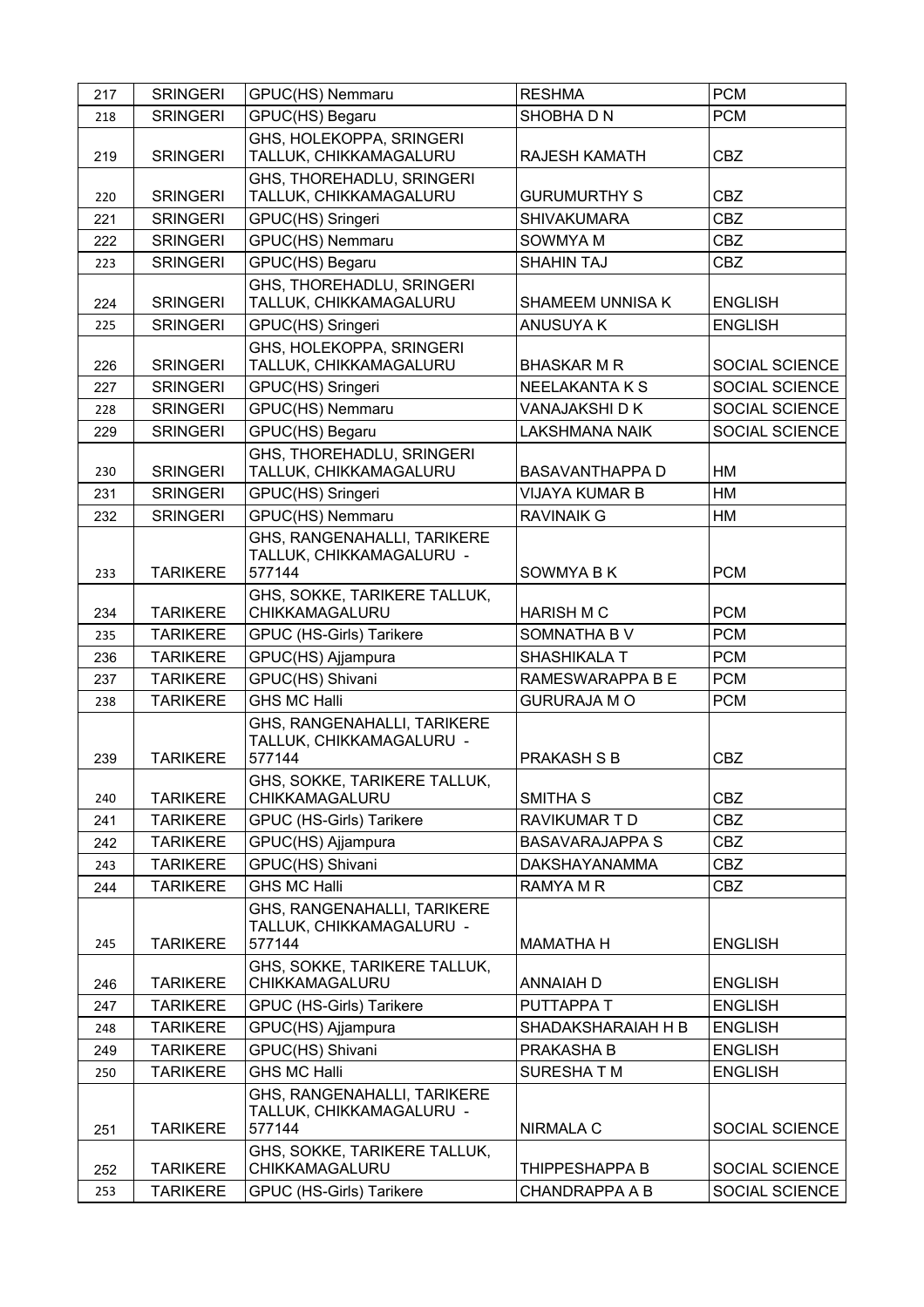| 217 | SRINGERI | GPUC(HS) Nemmaru | RESHMA | PCM |
|---|---|---|---|---|
| 218 | SRINGERI | GPUC(HS) Begaru | SHOBHA D N | PCM |
| 219 | SRINGERI | GHS, HOLEKOPPA, SRINGERI TALLUK, CHIKKAMAGALURU | RAJESH KAMATH | CBZ |
| 220 | SRINGERI | GHS, THOREHADLU, SRINGERI TALLUK, CHIKKAMAGALURU | GURUMURTHY S | CBZ |
| 221 | SRINGERI | GPUC(HS) Sringeri | SHIVAKUMARA | CBZ |
| 222 | SRINGERI | GPUC(HS) Nemmaru | SOWMYA M | CBZ |
| 223 | SRINGERI | GPUC(HS) Begaru | SHAHIN TAJ | CBZ |
| 224 | SRINGERI | GHS, THOREHADLU, SRINGERI TALLUK, CHIKKAMAGALURU | SHAMEEM UNNISA K | ENGLISH |
| 225 | SRINGERI | GPUC(HS) Sringeri | ANUSUYA K | ENGLISH |
| 226 | SRINGERI | GHS, HOLEKOPPA, SRINGERI TALLUK, CHIKKAMAGALURU | BHASKAR M R | SOCIAL SCIENCE |
| 227 | SRINGERI | GPUC(HS) Sringeri | NEELAKANTA K S | SOCIAL SCIENCE |
| 228 | SRINGERI | GPUC(HS) Nemmaru | VANAJAKSHI D K | SOCIAL SCIENCE |
| 229 | SRINGERI | GPUC(HS) Begaru | LAKSHMANA NAIK | SOCIAL SCIENCE |
| 230 | SRINGERI | GHS, THOREHADLU, SRINGERI TALLUK, CHIKKAMAGALURU | BASAVANTHAPPA D | HM |
| 231 | SRINGERI | GPUC(HS) Sringeri | VIJAYA KUMAR B | HM |
| 232 | SRINGERI | GPUC(HS) Nemmaru | RAVINAIK G | HM |
| 233 | TARIKERE | GHS, RANGENAHALLI, TARIKERE TALLUK, CHIKKAMAGALURU - 577144 | SOWMYA B K | PCM |
| 234 | TARIKERE | GHS, SOKKE, TARIKERE TALLUK, CHIKKAMAGALURU | HARISH M C | PCM |
| 235 | TARIKERE | GPUC (HS-Girls) Tarikere | SOMNATHA B V | PCM |
| 236 | TARIKERE | GPUC(HS) Ajjampura | SHASHIKALA T | PCM |
| 237 | TARIKERE | GPUC(HS) Shivani | RAMESWARAPPA B E | PCM |
| 238 | TARIKERE | GHS MC Halli | GURURAJA M O | PCM |
| 239 | TARIKERE | GHS, RANGENAHALLI, TARIKERE TALLUK, CHIKKAMAGALURU - 577144 | PRAKASH S B | CBZ |
| 240 | TARIKERE | GHS, SOKKE, TARIKERE TALLUK, CHIKKAMAGALURU | SMITHA S | CBZ |
| 241 | TARIKERE | GPUC (HS-Girls) Tarikere | RAVIKUMAR T D | CBZ |
| 242 | TARIKERE | GPUC(HS) Ajjampura | BASAVARAJAPPA S | CBZ |
| 243 | TARIKERE | GPUC(HS) Shivani | DAKSHAYANAMMA | CBZ |
| 244 | TARIKERE | GHS MC Halli | RAMYA M R | CBZ |
| 245 | TARIKERE | GHS, RANGENAHALLI, TARIKERE TALLUK, CHIKKAMAGALURU - 577144 | MAMATHA H | ENGLISH |
| 246 | TARIKERE | GHS, SOKKE, TARIKERE TALLUK, CHIKKAMAGALURU | ANNAIAH D | ENGLISH |
| 247 | TARIKERE | GPUC (HS-Girls) Tarikere | PUTTAPPA T | ENGLISH |
| 248 | TARIKERE | GPUC(HS) Ajjampura | SHADAKSHARAIAH H B | ENGLISH |
| 249 | TARIKERE | GPUC(HS) Shivani | PRAKASHA B | ENGLISH |
| 250 | TARIKERE | GHS MC Halli | SURESHA T M | ENGLISH |
| 251 | TARIKERE | GHS, RANGENAHALLI, TARIKERE TALLUK, CHIKKAMAGALURU - 577144 | NIRMALA C | SOCIAL SCIENCE |
| 252 | TARIKERE | GHS, SOKKE, TARIKERE TALLUK, CHIKKAMAGALURU | THIPPESHAPPA B | SOCIAL SCIENCE |
| 253 | TARIKERE | GPUC (HS-Girls) Tarikere | CHANDRAPPA A B | SOCIAL SCIENCE |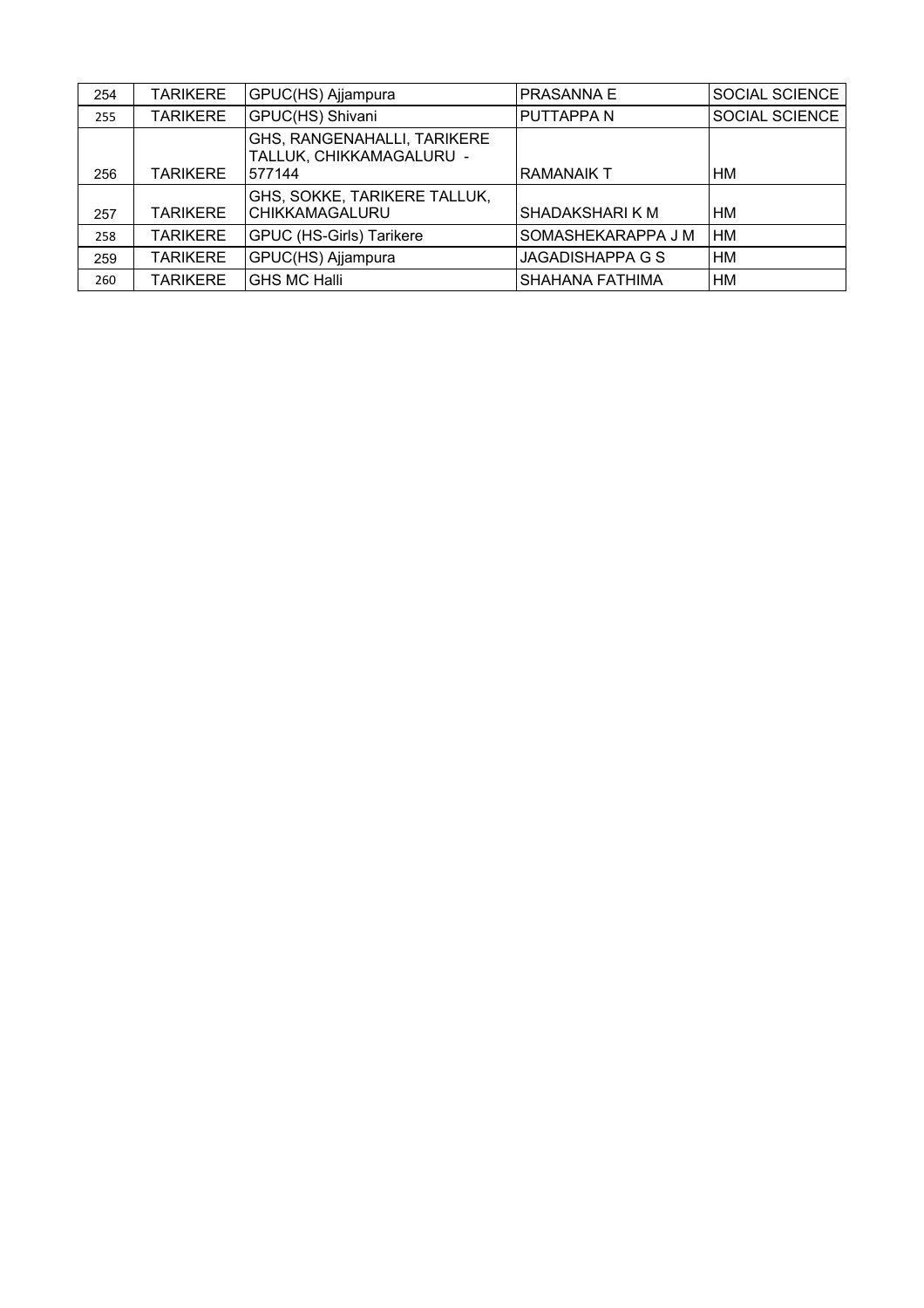| | | | | |
|---|---|---|---|---|
| 254 | TARIKERE | GPUC(HS) Ajjampura | PRASANNA E | SOCIAL SCIENCE |
| 255 | TARIKERE | GPUC(HS) Shivani | PUTTAPPA N | SOCIAL SCIENCE |
| 256 | TARIKERE | GHS, RANGENAHALLI, TARIKERE TALLUK, CHIKKAMAGALURU - 577144 | RAMANAIK T | HM |
| 257 | TARIKERE | GHS, SOKKE, TARIKERE TALLUK, CHIKKAMAGALURU | SHADAKSHARI K M | HM |
| 258 | TARIKERE | GPUC (HS-Girls) Tarikere | SOMASHEKARAPPA J M | HM |
| 259 | TARIKERE | GPUC(HS) Ajjampura | JAGADISHAPPA G S | HM |
| 260 | TARIKERE | GHS MC Halli | SHAHANA FATHIMA | HM |